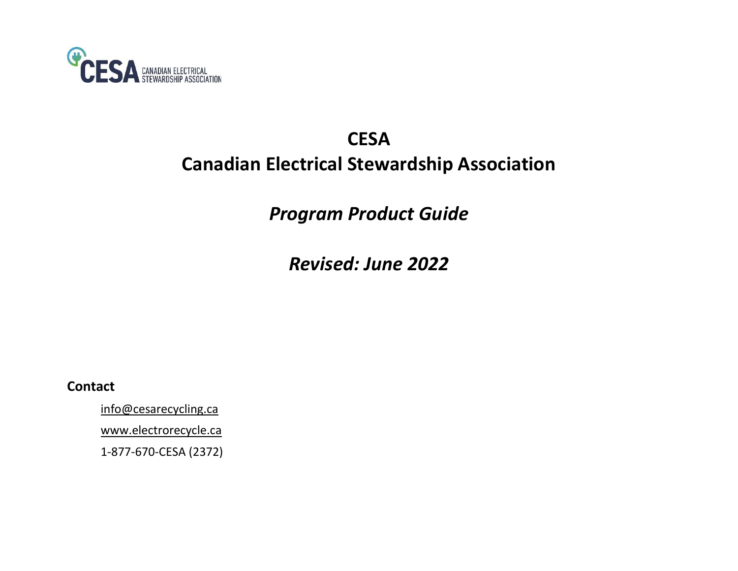CESA CANADIAN ELECTRICAL STEWARDSHIP ASSOCIATION

# CESA
# Canadian Electrical Stewardship Association

## *Program Product Guide*

## *Revised: June 2022*

**Contact**

info@cesarecycling.ca

www.electrorecycle.ca

1-877-670-CESA (2372)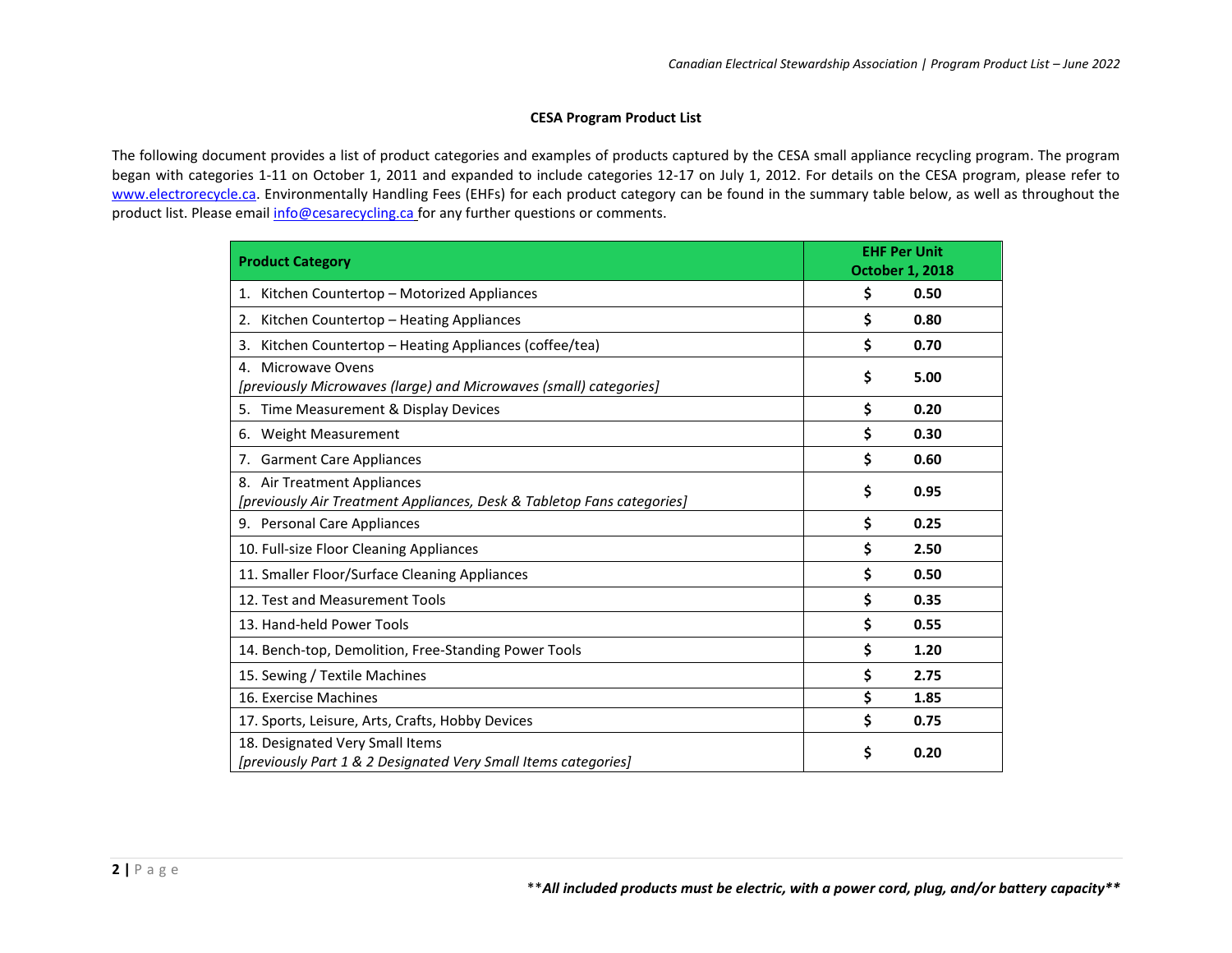**CESA Program Product List**

The following document provides a list of product categories and examples of products captured by the CESA small appliance recycling program. The program began with categories 1-11 on October 1, 2011 and expanded to include categories 12-17 on July 1, 2012. For details on the CESA program, please refer to www.electrorecycle.ca. Environmentally Handling Fees (EHFs) for each product category can be found in the summary table below, as well as throughout the product list. Please email info@cesarecycling.ca for any further questions or comments.

| Product Category | EHF Per Unit October 1, 2018 |
|---|---|
| 1. Kitchen Countertop – Motorized Appliances | $ 0.50 |
| 2. Kitchen Countertop – Heating Appliances | $ 0.80 |
| 3. Kitchen Countertop – Heating Appliances (coffee/tea) | $ 0.70 |
| 4. Microwave Ovens *[previously Microwaves (large) and Microwaves (small) categories]* | $ 5.00 |
| 5. Time Measurement & Display Devices | $ 0.20 |
| 6. Weight Measurement | $ 0.30 |
| 7. Garment Care Appliances | $ 0.60 |
| 8. Air Treatment Appliances *[previously Air Treatment Appliances, Desk & Tabletop Fans categories]* | $ 0.95 |
| 9. Personal Care Appliances | $ 0.25 |
| 10. Full-size Floor Cleaning Appliances | $ 2.50 |
| 11. Smaller Floor/Surface Cleaning Appliances | $ 0.50 |
| 12. Test and Measurement Tools | $ 0.35 |
| 13. Hand-held Power Tools | $ 0.55 |
| 14. Bench-top, Demolition, Free-Standing Power Tools | $ 1.20 |
| 15. Sewing / Textile Machines | $ 2.75 |
| 16. Exercise Machines | $ 1.85 |
| 17. Sports, Leisure, Arts, Crafts, Hobby Devices | $ 0.75 |
| 18. Designated Very Small Items *[previously Part 1 & 2 Designated Very Small Items categories]* | $ 0.20 |

***All included products must be electric, with a power cord, plug, and/or battery capacity***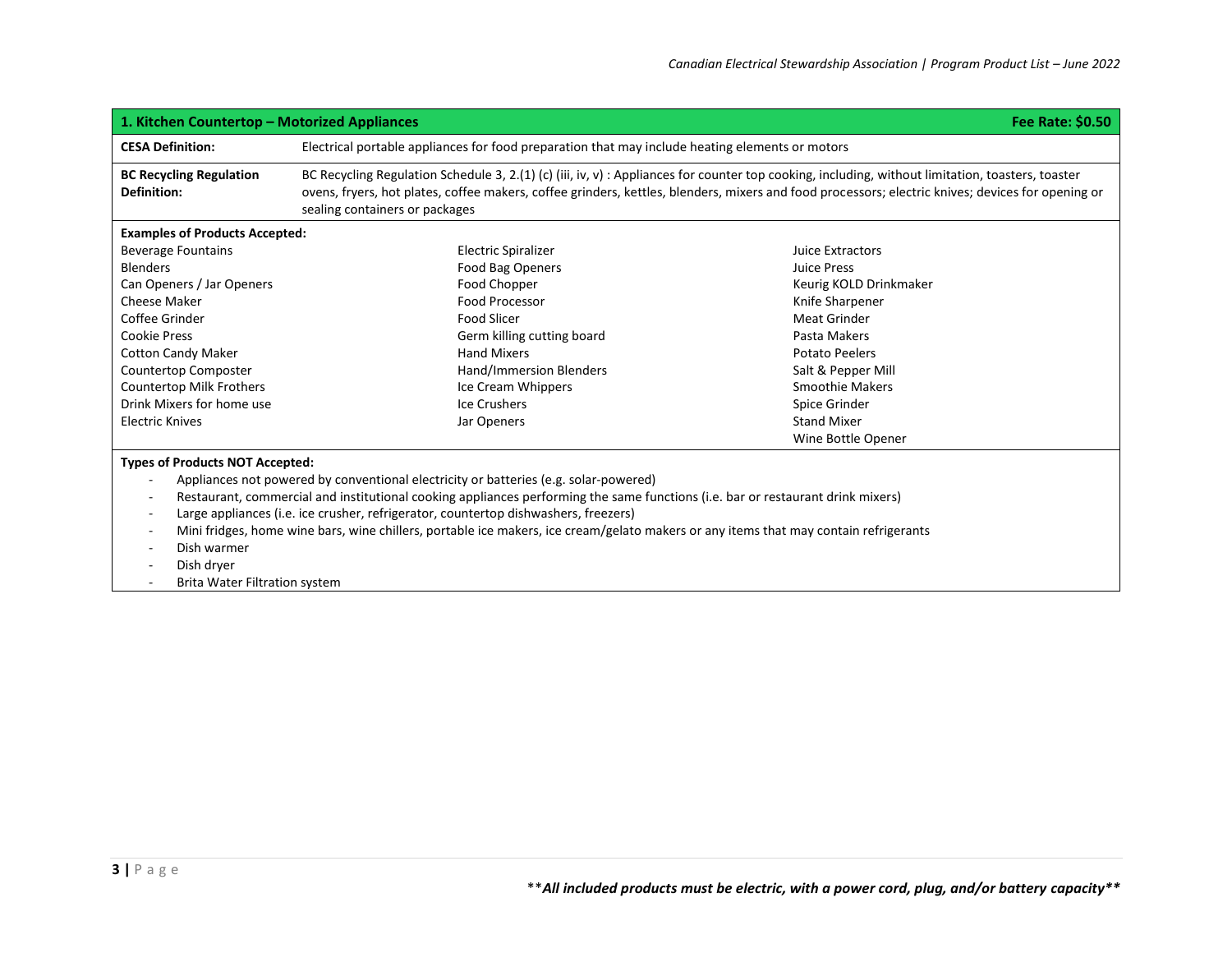## 1. Kitchen Countertop – Motorized Appliances

**Fee Rate: $0.50**

| | |
|---|---|
| **CESA Definition:** | Electrical portable appliances for food preparation that may include heating elements or motors |
| **BC Recycling Regulation Definition:** | BC Recycling Regulation Schedule 3, 2.(1) (c) (iii, iv, v) : Appliances for counter top cooking, including, without limitation, toasters, toaster ovens, fryers, hot plates, coffee makers, coffee grinders, kettles, blenders, mixers and food processors; electric knives; devices for opening or sealing containers or packages |

**Examples of Products Accepted:**

| | | |
|---|---|---|
| Beverage Fountains | Electric Spiralizer | Juice Extractors |
| Blenders | Food Bag Openers | Juice Press |
| Can Openers / Jar Openers | Food Chopper | Keurig KOLD Drinkmaker |
| Cheese Maker | Food Processor | Knife Sharpener |
| Coffee Grinder | Food Slicer | Meat Grinder |
| Cookie Press | Germ killing cutting board | Pasta Makers |
| Cotton Candy Maker | Hand Mixers | Potato Peelers |
| Countertop Composter | Hand/Immersion Blenders | Salt & Pepper Mill |
| Countertop Milk Frothers | Ice Cream Whippers | Smoothie Makers |
| Drink Mixers for home use | Ice Crushers | Spice Grinder |
| Electric Knives | Jar Openers | Stand Mixer |
| | | Wine Bottle Opener |

**Types of Products NOT Accepted:**

- Appliances not powered by conventional electricity or batteries (e.g. solar-powered)
- Restaurant, commercial and institutional cooking appliances performing the same functions (i.e. bar or restaurant drink mixers)
- Large appliances (i.e. ice crusher, refrigerator, countertop dishwashers, freezers)
- Mini fridges, home wine bars, wine chillers, portable ice makers, ice cream/gelato makers or any items that may contain refrigerants
- Dish warmer
- Dish dryer
- Brita Water Filtration system

***All included products must be electric, with a power cord, plug, and/or battery capacity***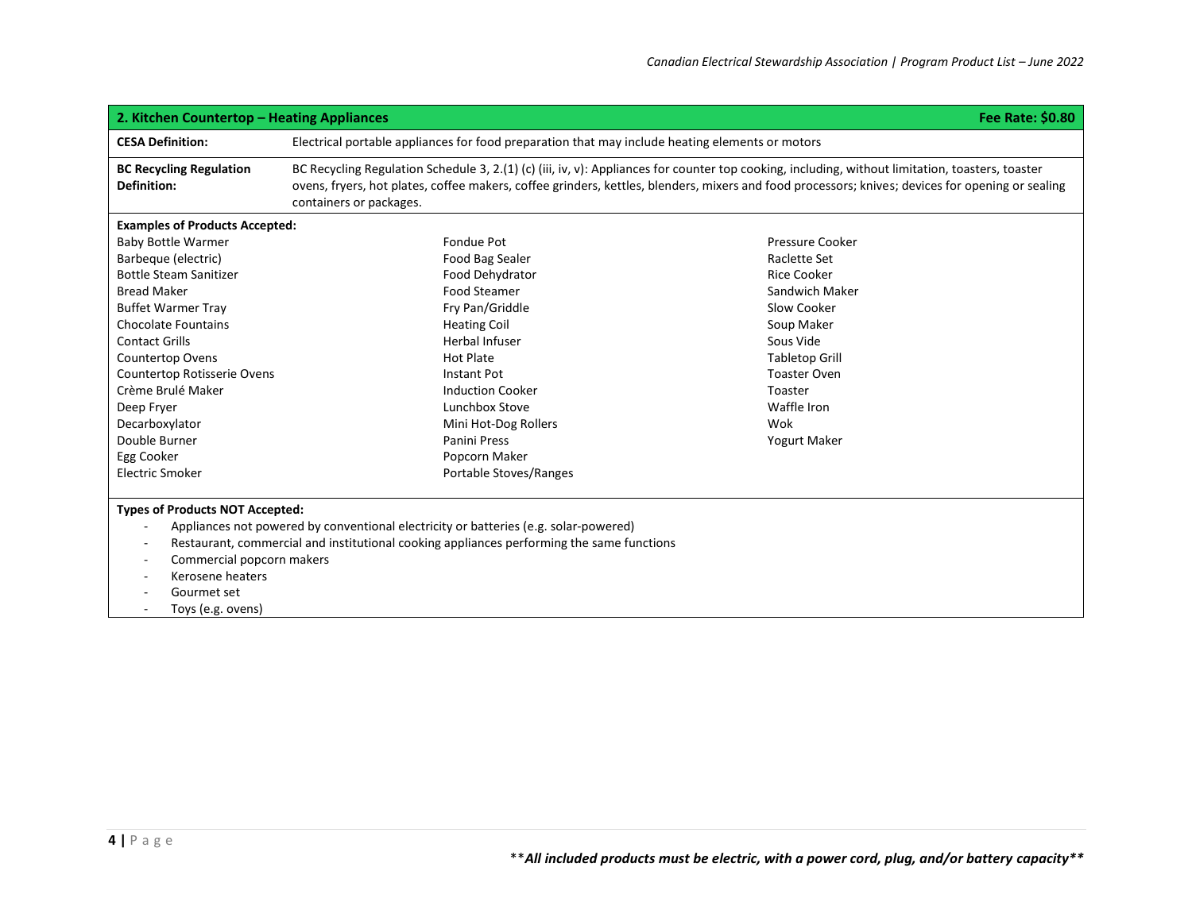## 2. Kitchen Countertop – Heating Appliances

**Fee Rate: $0.80**

| | |
|---|---|
| **CESA Definition:** | Electrical portable appliances for food preparation that may include heating elements or motors |
| **BC Recycling Regulation Definition:** | BC Recycling Regulation Schedule 3, 2.(1) (c) (iii, iv, v): Appliances for counter top cooking, including, without limitation, toasters, toaster ovens, fryers, hot plates, coffee makers, coffee grinders, kettles, blenders, mixers and food processors; knives; devices for opening or sealing containers or packages. |

**Examples of Products Accepted:**

| | | |
|---|---|---|
| Baby Bottle Warmer | Fondue Pot | Pressure Cooker |
| Barbeque (electric) | Food Bag Sealer | Raclette Set |
| Bottle Steam Sanitizer | Food Dehydrator | Rice Cooker |
| Bread Maker | Food Steamer | Sandwich Maker |
| Buffet Warmer Tray | Fry Pan/Griddle | Slow Cooker |
| Chocolate Fountains | Heating Coil | Soup Maker |
| Contact Grills | Herbal Infuser | Sous Vide |
| Countertop Ovens | Hot Plate | Tabletop Grill |
| Countertop Rotisserie Ovens | Instant Pot | Toaster Oven |
| Crème Brulé Maker | Induction Cooker | Toaster |
| Deep Fryer | Lunchbox Stove | Waffle Iron |
| Decarboxylator | Mini Hot-Dog Rollers | Wok |
| Double Burner | Panini Press | Yogurt Maker |
| Egg Cooker | Popcorn Maker | |
| Electric Smoker | Portable Stoves/Ranges | |

**Types of Products NOT Accepted:**

- Appliances not powered by conventional electricity or batteries (e.g. solar-powered)
- Restaurant, commercial and institutional cooking appliances performing the same functions
- Commercial popcorn makers
- Kerosene heaters
- Gourmet set
- Toys (e.g. ovens)

***All included products must be electric, with a power cord, plug, and/or battery capacity***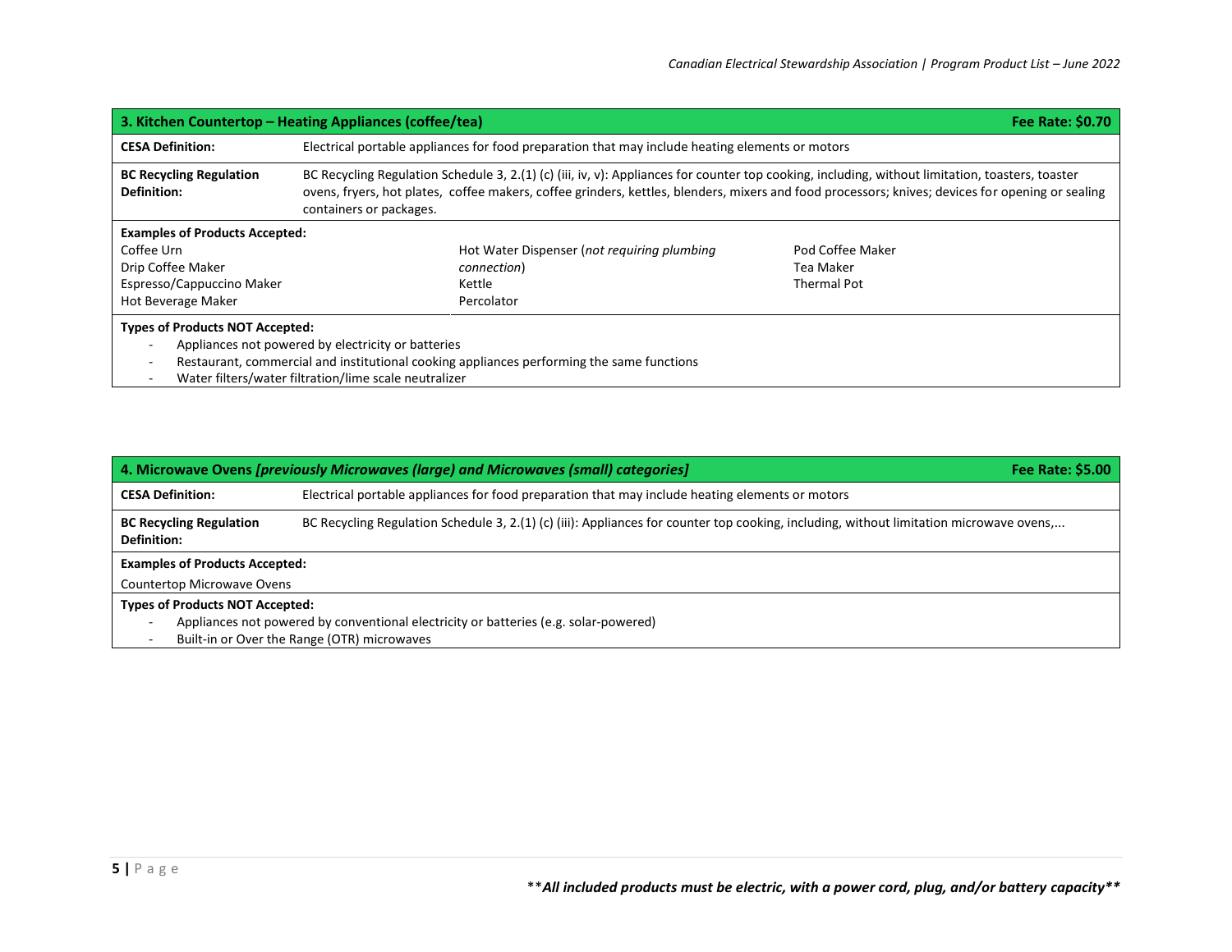| 3. Kitchen Countertop – Heating Appliances (coffee/tea) | | | Fee Rate: $0.70 |
|---|---|---|---|
| **CESA Definition:** | Electrical portable appliances for food preparation that may include heating elements or motors | | |
| **BC Recycling Regulation Definition:** | BC Recycling Regulation Schedule 3, 2.(1) (c) (iii, iv, v): Appliances for counter top cooking, including, without limitation, toasters, toaster ovens, fryers, hot plates, coffee makers, coffee grinders, kettles, blenders, mixers and food processors; knives; devices for opening or sealing containers or packages. | | |

**Examples of Products Accepted:**

| | | |
|---|---|---|
| Coffee Urn | Hot Water Dispenser (*not requiring plumbing connection*) | Pod Coffee Maker |
| Drip Coffee Maker | Kettle | Tea Maker |
| Espresso/Cappuccino Maker | Percolator | Thermal Pot |
| Hot Beverage Maker | | |

**Types of Products NOT Accepted:**

- Appliances not powered by electricity or batteries
- Restaurant, commercial and institutional cooking appliances performing the same functions
- Water filters/water filtration/lime scale neutralizer

| 4. Microwave Ovens *[previously Microwaves (large) and Microwaves (small) categories]* | Fee Rate: $5.00 |
|---|---|
| **CESA Definition:** | Electrical portable appliances for food preparation that may include heating elements or motors |
| **BC Recycling Regulation Definition:** | BC Recycling Regulation Schedule 3, 2.(1) (c) (iii): Appliances for counter top cooking, including, without limitation microwave ovens,... |

**Examples of Products Accepted:**

Countertop Microwave Ovens

**Types of Products NOT Accepted:**

- Appliances not powered by conventional electricity or batteries (e.g. solar-powered)
- Built-in or Over the Range (OTR) microwaves

***All included products must be electric, with a power cord, plug, and/or battery capacity***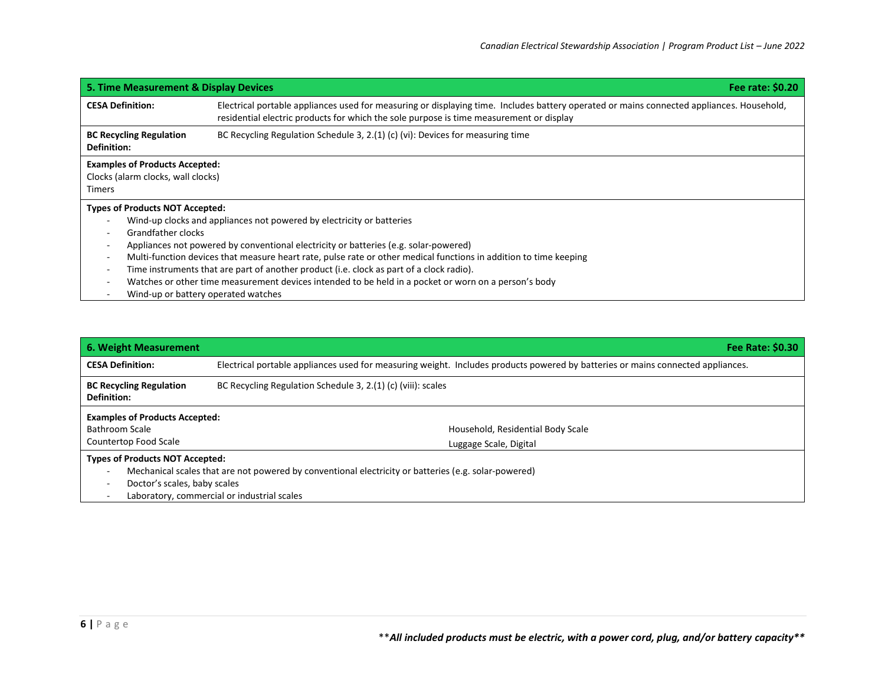## 5. Time Measurement & Display Devices

**Fee rate: $0.20**

| | |
|---|---|
| **CESA Definition:** | Electrical portable appliances used for measuring or displaying time. Includes battery operated or mains connected appliances. Household, residential electric products for which the sole purpose is time measurement or display |
| **BC Recycling Regulation Definition:** | BC Recycling Regulation Schedule 3, 2.(1) (c) (vi): Devices for measuring time |

**Examples of Products Accepted:**

Clocks (alarm clocks, wall clocks)
Timers

**Types of Products NOT Accepted:**

- Wind-up clocks and appliances not powered by electricity or batteries
- Grandfather clocks
- Appliances not powered by conventional electricity or batteries (e.g. solar-powered)
- Multi-function devices that measure heart rate, pulse rate or other medical functions in addition to time keeping
- Time instruments that are part of another product (i.e. clock as part of a clock radio).
- Watches or other time measurement devices intended to be held in a pocket or worn on a person's body
- Wind-up or battery operated watches

## 6. Weight Measurement

**Fee Rate: $0.30**

| | |
|---|---|
| **CESA Definition:** | Electrical portable appliances used for measuring weight. Includes products powered by batteries or mains connected appliances. |
| **BC Recycling Regulation Definition:** | BC Recycling Regulation Schedule 3, 2.(1) (c) (viii): scales |

**Examples of Products Accepted:**

Bathroom Scale
Countertop Food Scale
Household, Residential Body Scale
Luggage Scale, Digital

**Types of Products NOT Accepted:**

- Mechanical scales that are not powered by conventional electricity or batteries (e.g. solar-powered)
- Doctor's scales, baby scales
- Laboratory, commercial or industrial scales

***All included products must be electric, with a power cord, plug, and/or battery capacity***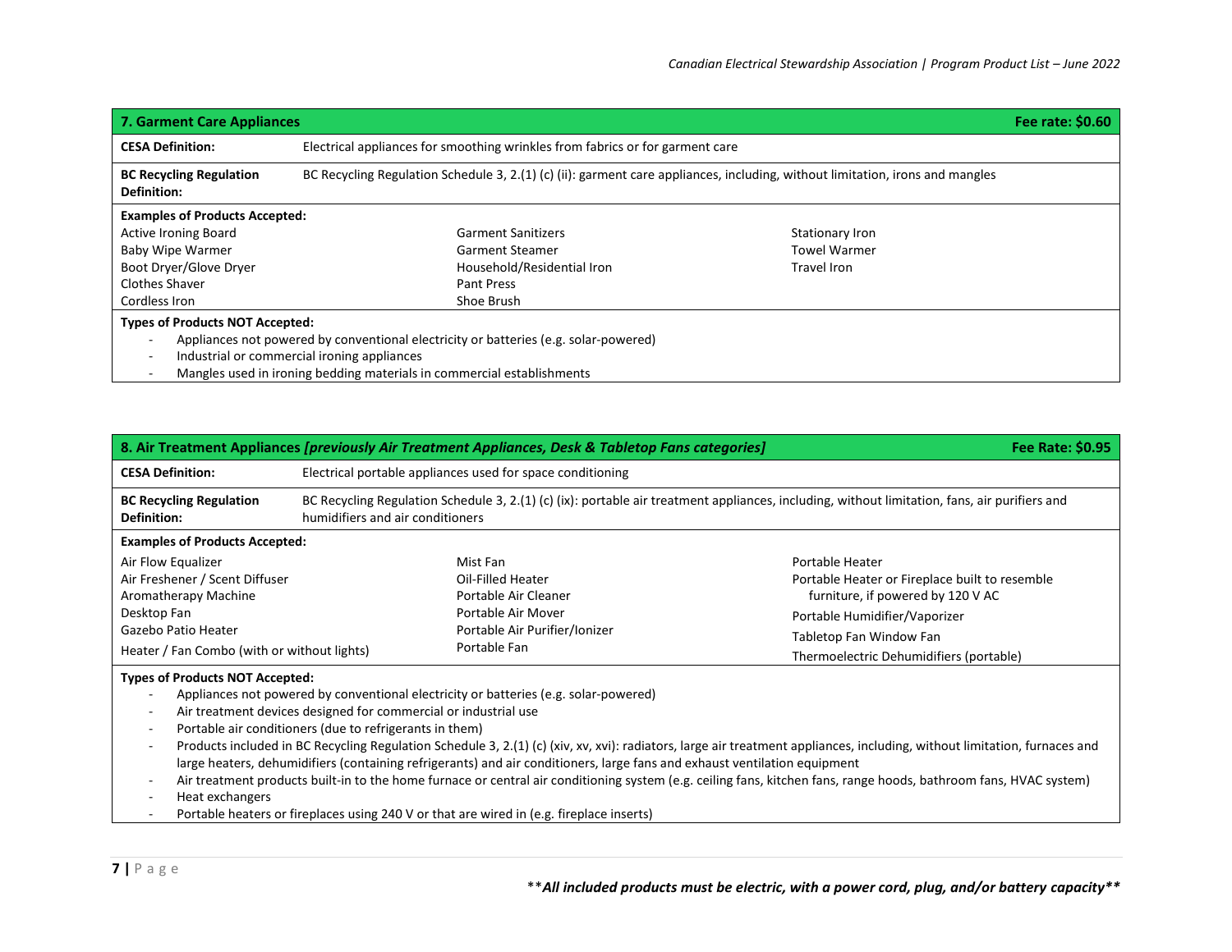## 7. Garment Care Appliances — Fee rate: $0.60

**CESA Definition:** Electrical appliances for smoothing wrinkles from fabrics or for garment care

**BC Recycling Regulation Definition:** BC Recycling Regulation Schedule 3, 2.(1) (c) (ii): garment care appliances, including, without limitation, irons and mangles

**Examples of Products Accepted:**

| | | |
|---|---|---|
| Active Ironing Board | Garment Sanitizers | Stationary Iron |
| Baby Wipe Warmer | Garment Steamer | Towel Warmer |
| Boot Dryer/Glove Dryer | Household/Residential Iron | Travel Iron |
| Clothes Shaver | Pant Press | |
| Cordless Iron | Shoe Brush | |

**Types of Products NOT Accepted:**

- Appliances not powered by conventional electricity or batteries (e.g. solar-powered)
- Industrial or commercial ironing appliances
- Mangles used in ironing bedding materials in commercial establishments

## 8. Air Treatment Appliances *[previously Air Treatment Appliances, Desk & Tabletop Fans categories]* — Fee Rate: $0.95

**CESA Definition:** Electrical portable appliances used for space conditioning

**BC Recycling Regulation Definition:** BC Recycling Regulation Schedule 3, 2.(1) (c) (ix): portable air treatment appliances, including, without limitation, fans, air purifiers and humidifiers and air conditioners

**Examples of Products Accepted:**

| | | |
|---|---|---|
| Air Flow Equalizer | Mist Fan | Portable Heater |
| Air Freshener / Scent Diffuser | Oil-Filled Heater | Portable Heater or Fireplace built to resemble furniture, if powered by 120 V AC |
| Aromatherapy Machine | Portable Air Cleaner | Portable Humidifier/Vaporizer |
| Desktop Fan | Portable Air Mover | Tabletop Fan Window Fan |
| Gazebo Patio Heater | Portable Air Purifier/Ionizer | Thermoelectric Dehumidifiers (portable) |
| Heater / Fan Combo (with or without lights) | Portable Fan | |

**Types of Products NOT Accepted:**

- Appliances not powered by conventional electricity or batteries (e.g. solar-powered)
- Air treatment devices designed for commercial or industrial use
- Portable air conditioners (due to refrigerants in them)
- Products included in BC Recycling Regulation Schedule 3, 2.(1) (c) (xiv, xv, xvi): radiators, large air treatment appliances, including, without limitation, furnaces and large heaters, dehumidifiers (containing refrigerants) and air conditioners, large fans and exhaust ventilation equipment
- Air treatment products built-in to the home furnace or central air conditioning system (e.g. ceiling fans, kitchen fans, range hoods, bathroom fans, HVAC system)
- Heat exchangers
- Portable heaters or fireplaces using 240 V or that are wired in (e.g. fireplace inserts)

***\*\*All included products must be electric, with a power cord, plug, and/or battery capacity\*\****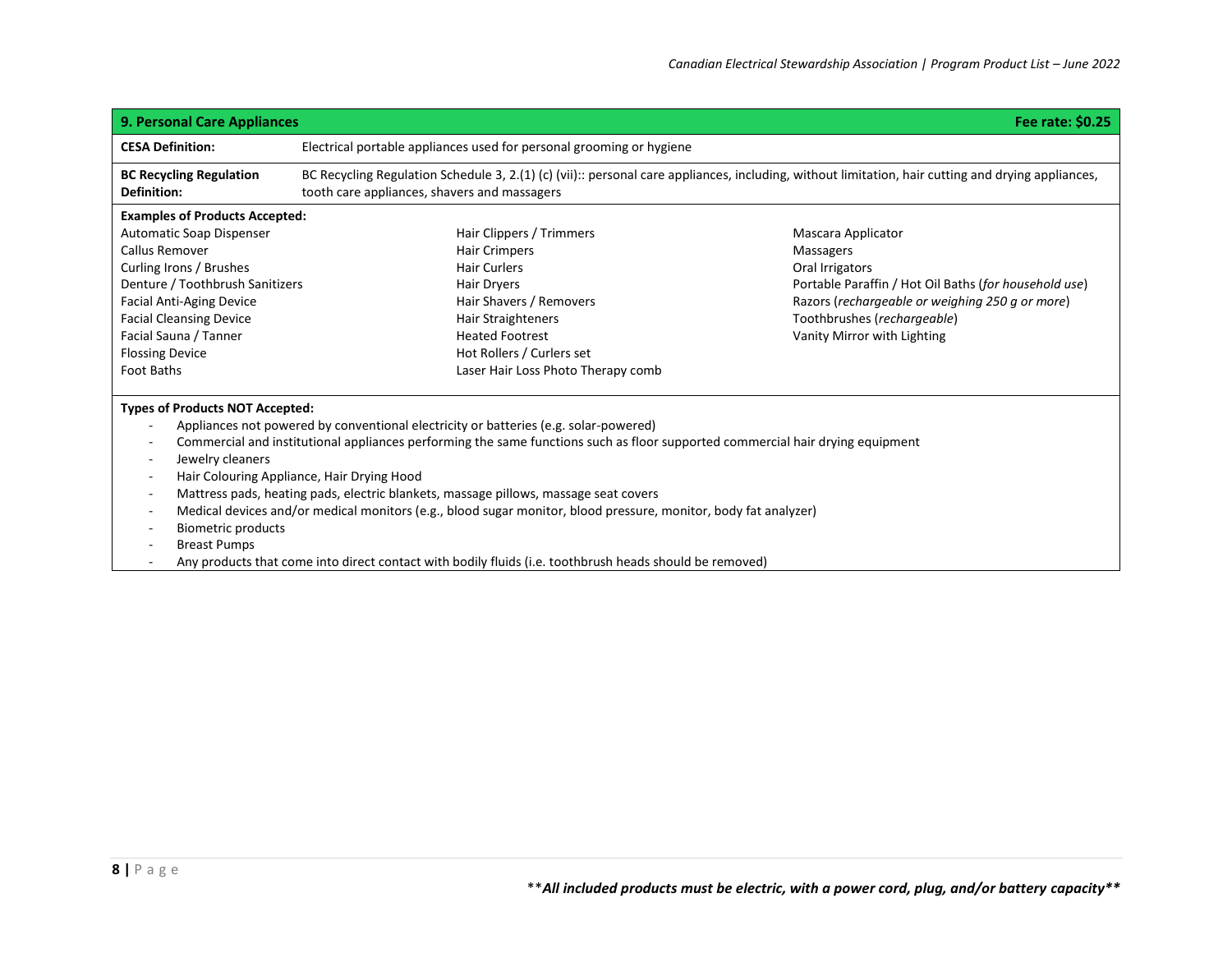## 9. Personal Care Appliances

**Fee rate: $0.25**

**CESA Definition:** Electrical portable appliances used for personal grooming or hygiene

**BC Recycling Regulation Definition:** BC Recycling Regulation Schedule 3, 2.(1) (c) (vii):: personal care appliances, including, without limitation, hair cutting and drying appliances, tooth care appliances, shavers and massagers

**Examples of Products Accepted:**

- Automatic Soap Dispenser
- Callus Remover
- Curling Irons / Brushes
- Denture / Toothbrush Sanitizers
- Facial Anti-Aging Device
- Facial Cleansing Device
- Facial Sauna / Tanner
- Flossing Device
- Foot Baths
- Hair Clippers / Trimmers
- Hair Crimpers
- Hair Curlers
- Hair Dryers
- Hair Shavers / Removers
- Hair Straighteners
- Heated Footrest
- Hot Rollers / Curlers set
- Laser Hair Loss Photo Therapy comb
- Mascara Applicator
- Massagers
- Oral Irrigators
- Portable Paraffin / Hot Oil Baths (*for household use*)
- Razors (*rechargeable or weighing 250 g or more*)
- Toothbrushes (*rechargeable*)
- Vanity Mirror with Lighting

**Types of Products NOT Accepted:**

- Appliances not powered by conventional electricity or batteries (e.g. solar-powered)
- Commercial and institutional appliances performing the same functions such as floor supported commercial hair drying equipment
- Jewelry cleaners
- Hair Colouring Appliance, Hair Drying Hood
- Mattress pads, heating pads, electric blankets, massage pillows, massage seat covers
- Medical devices and/or medical monitors (e.g., blood sugar monitor, blood pressure, monitor, body fat analyzer)
- Biometric products
- Breast Pumps
- Any products that come into direct contact with bodily fluids (i.e. toothbrush heads should be removed)

***All included products must be electric, with a power cord, plug, and/or battery capacity***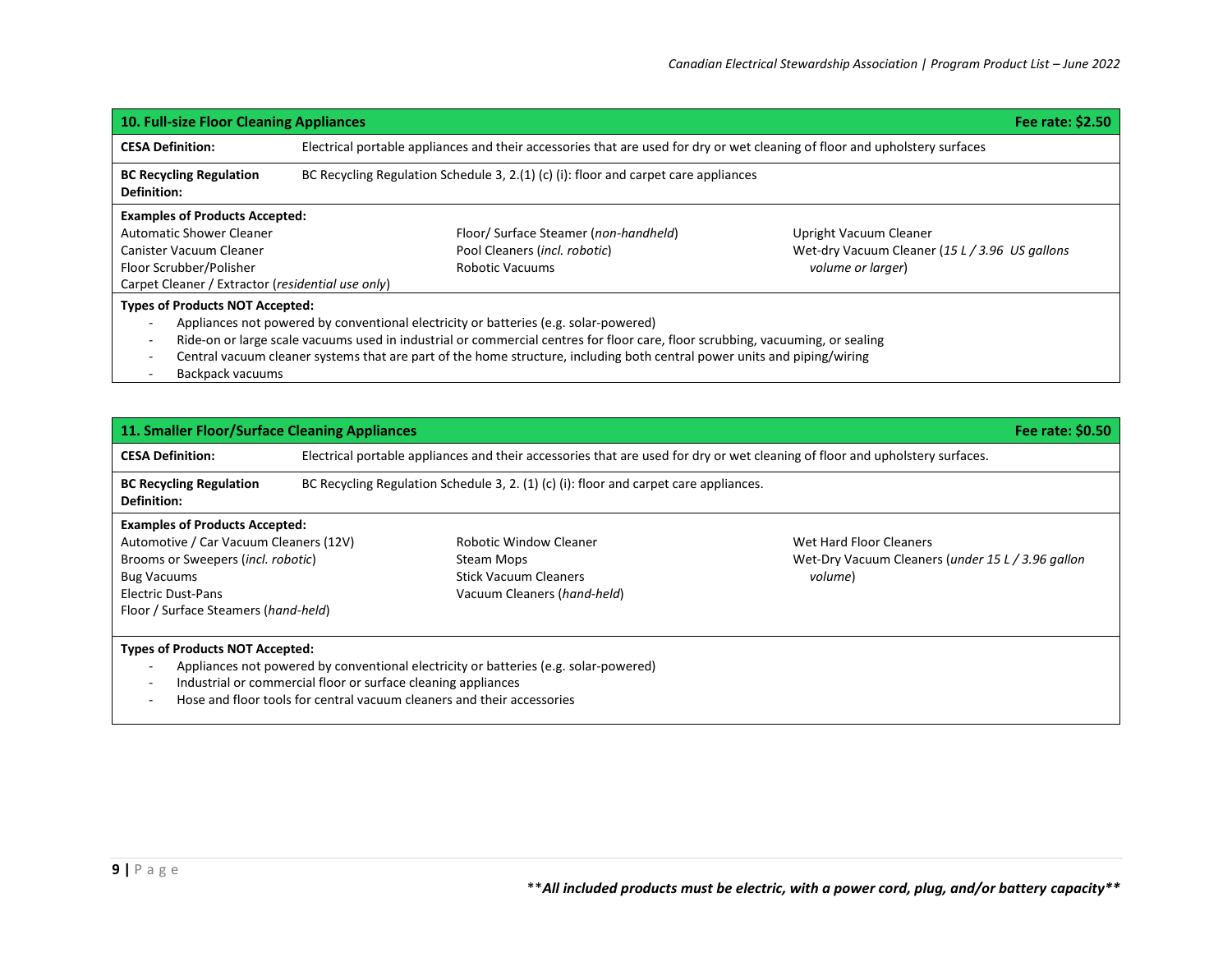## 10. Full-size Floor Cleaning Appliances

**Fee rate: $2.50**

**CESA Definition:** Electrical portable appliances and their accessories that are used for dry or wet cleaning of floor and upholstery surfaces

**BC Recycling Regulation Definition:** BC Recycling Regulation Schedule 3, 2.(1) (c) (i): floor and carpet care appliances

**Examples of Products Accepted:**

- Automatic Shower Cleaner
- Canister Vacuum Cleaner
- Floor Scrubber/Polisher
- Carpet Cleaner / Extractor (*residential use only*)
- Floor/ Surface Steamer (*non-handheld*)
- Pool Cleaners (*incl. robotic*)
- Robotic Vacuums
- Upright Vacuum Cleaner
- Wet-dry Vacuum Cleaner (*15 L / 3.96 US gallons volume or larger*)

**Types of Products NOT Accepted:**

- Appliances not powered by conventional electricity or batteries (e.g. solar-powered)
- Ride-on or large scale vacuums used in industrial or commercial centres for floor care, floor scrubbing, vacuuming, or sealing
- Central vacuum cleaner systems that are part of the home structure, including both central power units and piping/wiring
- Backpack vacuums

## 11. Smaller Floor/Surface Cleaning Appliances

**Fee rate: $0.50**

**CESA Definition:** Electrical portable appliances and their accessories that are used for dry or wet cleaning of floor and upholstery surfaces.

**BC Recycling Regulation Definition:** BC Recycling Regulation Schedule 3, 2. (1) (c) (i): floor and carpet care appliances.

**Examples of Products Accepted:**

- Automotive / Car Vacuum Cleaners (12V)
- Brooms or Sweepers (*incl. robotic*)
- Bug Vacuums
- Electric Dust-Pans
- Floor / Surface Steamers (*hand-held*)
- Robotic Window Cleaner
- Steam Mops
- Stick Vacuum Cleaners
- Vacuum Cleaners (*hand-held*)
- Wet Hard Floor Cleaners
- Wet-Dry Vacuum Cleaners (*under 15 L / 3.96 gallon volume*)

**Types of Products NOT Accepted:**

- Appliances not powered by conventional electricity or batteries (e.g. solar-powered)
- Industrial or commercial floor or surface cleaning appliances
- Hose and floor tools for central vacuum cleaners and their accessories

***All included products must be electric, with a power cord, plug, and/or battery capacity***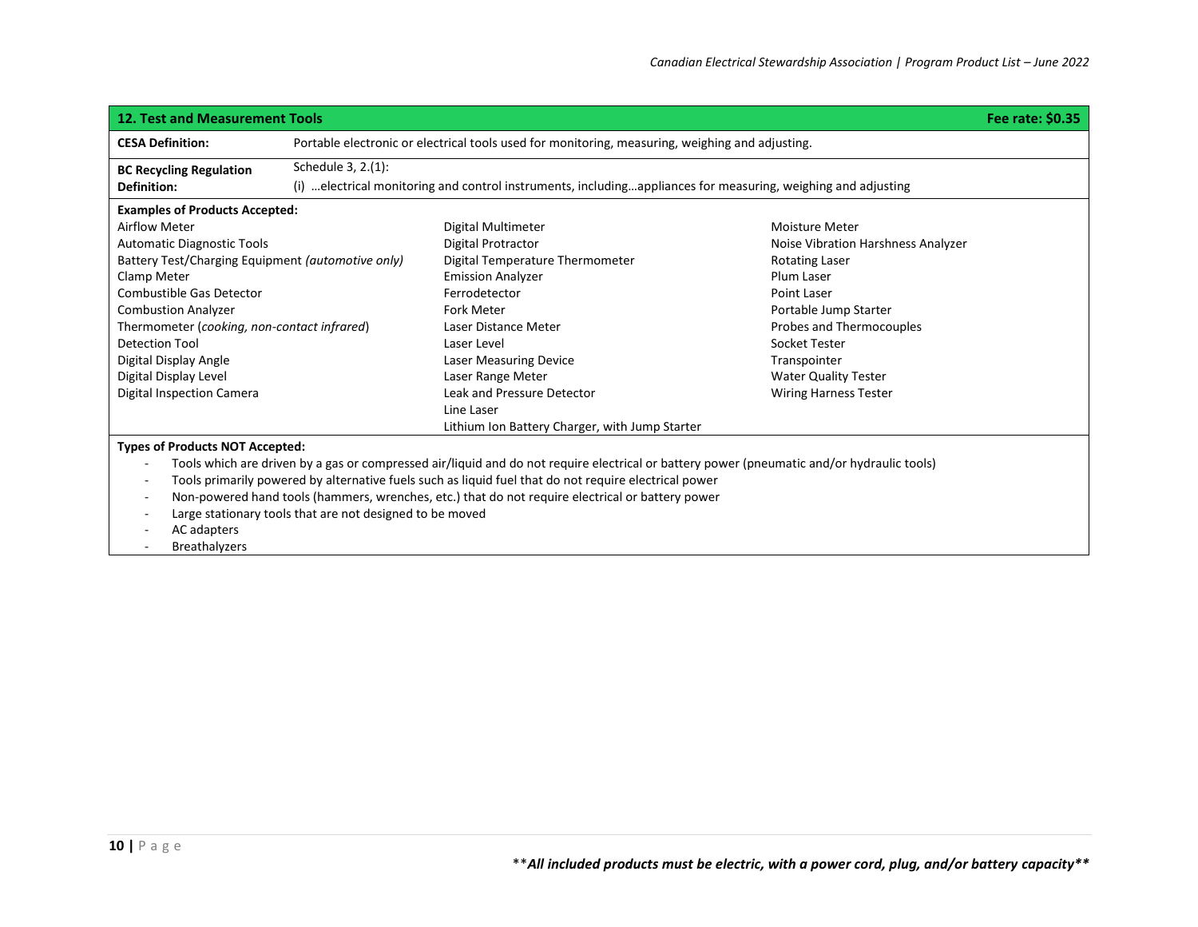## 12. Test and Measurement Tools

**Fee rate: $0.35**

| | |
|---|---|
| **CESA Definition:** | Portable electronic or electrical tools used for monitoring, measuring, weighing and adjusting. |
| **BC Recycling Regulation Definition:** | Schedule 3, 2.(1): (i) …electrical monitoring and control instruments, including…appliances for measuring, weighing and adjusting |

**Examples of Products Accepted:**

- Airflow Meter
- Automatic Diagnostic Tools
- Battery Test/Charging Equipment *(automotive only)*
- Clamp Meter
- Combustible Gas Detector
- Combustion Analyzer
- Thermometer (*cooking, non-contact infrared*)
- Detection Tool
- Digital Display Angle
- Digital Display Level
- Digital Inspection Camera
- Digital Multimeter
- Digital Protractor
- Digital Temperature Thermometer
- Emission Analyzer
- Ferrodetector
- Fork Meter
- Laser Distance Meter
- Laser Level
- Laser Measuring Device
- Laser Range Meter
- Leak and Pressure Detector
- Line Laser
- Lithium Ion Battery Charger, with Jump Starter
- Moisture Meter
- Noise Vibration Harshness Analyzer
- Rotating Laser
- Plum Laser
- Point Laser
- Portable Jump Starter
- Probes and Thermocouples
- Socket Tester
- Transpointer
- Water Quality Tester
- Wiring Harness Tester

**Types of Products NOT Accepted:**

- Tools which are driven by a gas or compressed air/liquid and do not require electrical or battery power (pneumatic and/or hydraulic tools)
- Tools primarily powered by alternative fuels such as liquid fuel that do not require electrical power
- Non-powered hand tools (hammers, wrenches, etc.) that do not require electrical or battery power
- Large stationary tools that are not designed to be moved
- AC adapters
- Breathalyzers

***All included products must be electric, with a power cord, plug, and/or battery capacity***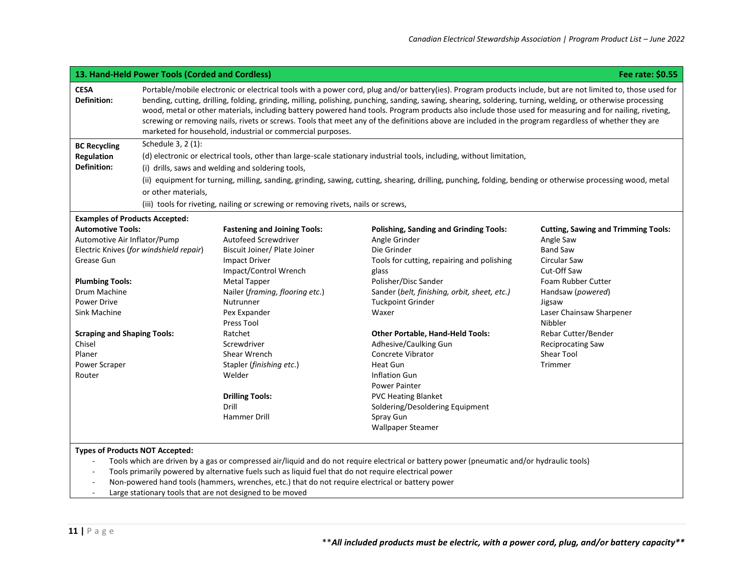## 13. Hand-Held Power Tools (Corded and Cordless)

**Fee rate: $0.55**

**CESA Definition:** Portable/mobile electronic or electrical tools with a power cord, plug and/or battery(ies). Program products include, but are not limited to, those used for bending, cutting, drilling, folding, grinding, milling, polishing, punching, sanding, sawing, shearing, soldering, turning, welding, or otherwise processing wood, metal or other materials, including battery powered hand tools. Program products also include those used for measuring and for nailing, riveting, screwing or removing nails, rivets or screws. Tools that meet any of the definitions above are included in the program regardless of whether they are marketed for household, industrial or commercial purposes.

**BC Recycling Regulation Definition:** Schedule 3, 2 (1):

(d) electronic or electrical tools, other than large-scale stationary industrial tools, including, without limitation,

(i) drills, saws and welding and soldering tools,

(ii) equipment for turning, milling, sanding, grinding, sawing, cutting, shearing, drilling, punching, folding, bending or otherwise processing wood, metal or other materials,

(iii) tools for riveting, nailing or screwing or removing rivets, nails or screws,

**Examples of Products Accepted:**

**Automotive Tools:**
Automotive Air Inflator/Pump
Electric Knives (*for windshield repair*)
Grease Gun

**Plumbing Tools:**
Drum Machine
Power Drive
Sink Machine

**Scraping and Shaping Tools:**
Chisel
Planer
Power Scraper
Router

**Fastening and Joining Tools:**
Autofeed Screwdriver
Biscuit Joiner/ Plate Joiner
Impact Driver
Impact/Control Wrench
Metal Tapper
Nailer (*framing, flooring etc*.)
Nutrunner
Pex Expander
Press Tool
Ratchet
Screwdriver
Shear Wrench
Stapler (*finishing etc*.)
Welder

**Drilling Tools:**
Drill
Hammer Drill

**Polishing, Sanding and Grinding Tools:**
Angle Grinder
Die Grinder
Tools for cutting, repairing and polishing glass
Polisher/Disc Sander
Sander (*belt, finishing, orbit, sheet, etc.)*
Tuckpoint Grinder
Waxer

**Other Portable, Hand-Held Tools:**
Adhesive/Caulking Gun
Concrete Vibrator
Heat Gun
Inflation Gun
Power Painter
PVC Heating Blanket
Soldering/Desoldering Equipment
Spray Gun
Wallpaper Steamer

**Cutting, Sawing and Trimming Tools:**
Angle Saw
Band Saw
Circular Saw
Cut-Off Saw
Foam Rubber Cutter
Handsaw (*powered*)
Jigsaw
Laser Chainsaw Sharpener
Nibbler
Rebar Cutter/Bender
Reciprocating Saw
Shear Tool
Trimmer

**Types of Products NOT Accepted:**

- Tools which are driven by a gas or compressed air/liquid and do not require electrical or battery power (pneumatic and/or hydraulic tools)
- Tools primarily powered by alternative fuels such as liquid fuel that do not require electrical power
- Non-powered hand tools (hammers, wrenches, etc.) that do not require electrical or battery power
- Large stationary tools that are not designed to be moved

\*\****All included products must be electric, with a power cord, plug, and/or battery capacity***\*\*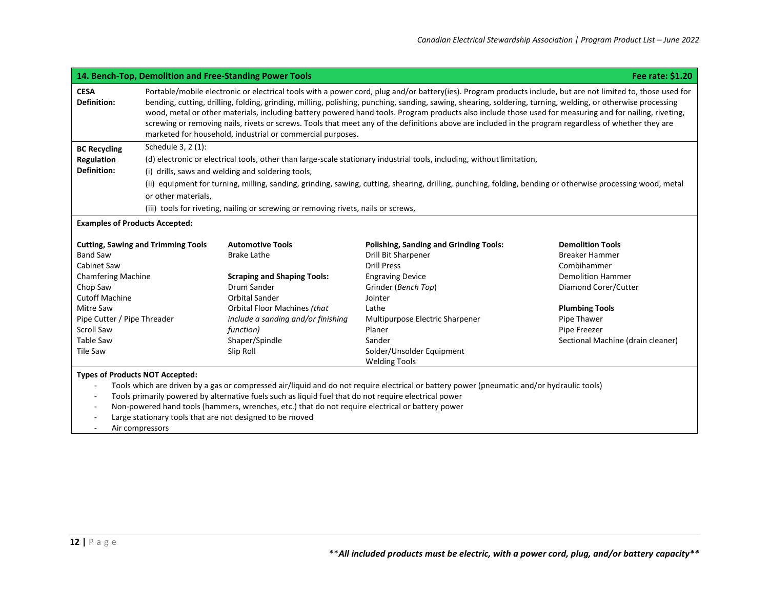## 14. Bench-Top, Demolition and Free-Standing Power Tools

**Fee rate: $1.20**

**CESA Definition:** Portable/mobile electronic or electrical tools with a power cord, plug and/or battery(ies). Program products include, but are not limited to, those used for bending, cutting, drilling, folding, grinding, milling, polishing, punching, sanding, sawing, shearing, soldering, turning, welding, or otherwise processing wood, metal or other materials, including battery powered hand tools. Program products also include those used for measuring and for nailing, riveting, screwing or removing nails, rivets or screws. Tools that meet any of the definitions above are included in the program regardless of whether they are marketed for household, industrial or commercial purposes.

**BC Recycling Regulation Definition:** Schedule 3, 2 (1):

(d) electronic or electrical tools, other than large-scale stationary industrial tools, including, without limitation,

(i) drills, saws and welding and soldering tools,

(ii) equipment for turning, milling, sanding, grinding, sawing, cutting, shearing, drilling, punching, folding, bending or otherwise processing wood, metal or other materials,

(iii) tools for riveting, nailing or screwing or removing rivets, nails or screws,

**Examples of Products Accepted:**

**Cutting, Sawing and Trimming Tools**
- Band Saw
- Cabinet Saw
- Chamfering Machine
- Chop Saw
- Cutoff Machine
- Mitre Saw
- Pipe Cutter / Pipe Threader
- Scroll Saw
- Table Saw
- Tile Saw

**Automotive Tools**
- Brake Lathe

**Scraping and Shaping Tools:**
- Drum Sander
- Orbital Sander
- Orbital Floor Machines *(that include a sanding and/or finishing function)*
- Shaper/Spindle
- Slip Roll

**Polishing, Sanding and Grinding Tools:**
- Drill Bit Sharpener
- Drill Press
- Engraving Device
- Grinder (*Bench Top*)
- Jointer
- Lathe
- Multipurpose Electric Sharpener
- Planer
- Sander
- Solder/Unsolder Equipment
- Welding Tools

**Demolition Tools**
- Breaker Hammer
- Combihammer
- Demolition Hammer
- Diamond Corer/Cutter

**Plumbing Tools**
- Pipe Thawer
- Pipe Freezer
- Sectional Machine (drain cleaner)

**Types of Products NOT Accepted:**
- Tools which are driven by a gas or compressed air/liquid and do not require electrical or battery power (pneumatic and/or hydraulic tools)
- Tools primarily powered by alternative fuels such as liquid fuel that do not require electrical power
- Non-powered hand tools (hammers, wrenches, etc.) that do not require electrical or battery power
- Large stationary tools that are not designed to be moved
- Air compressors

***All included products must be electric, with a power cord, plug, and/or battery capacity***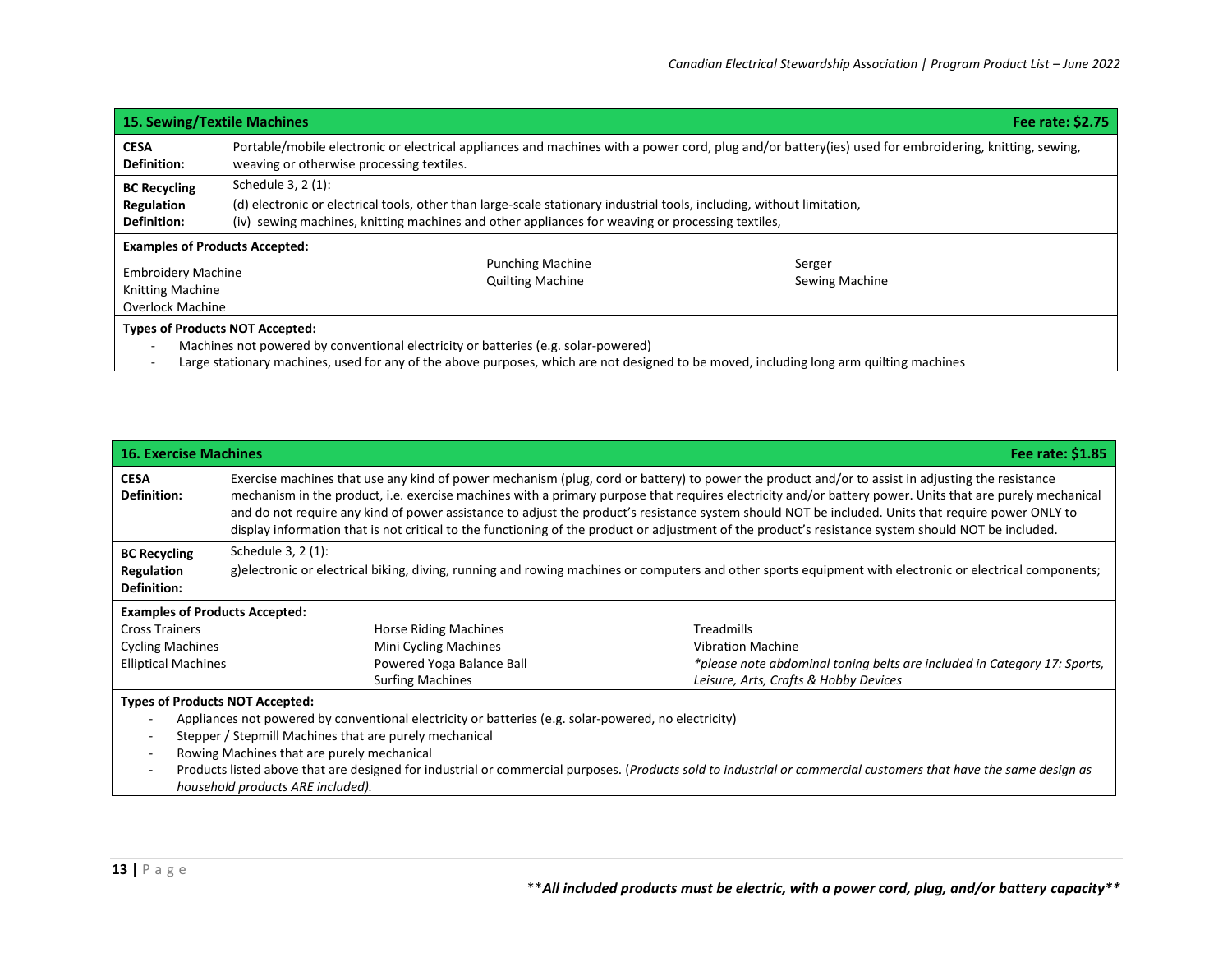## 15. Sewing/Textile Machines

**Fee rate: $2.75**

**CESA Definition:** Portable/mobile electronic or electrical appliances and machines with a power cord, plug and/or battery(ies) used for embroidering, knitting, sewing, weaving or otherwise processing textiles.

**BC Recycling Regulation Definition:** Schedule 3, 2 (1):
(d) electronic or electrical tools, other than large-scale stationary industrial tools, including, without limitation,
(iv) sewing machines, knitting machines and other appliances for weaving or processing textiles,

**Examples of Products Accepted:**

| | | |
|---|---|---|
| Embroidery Machine | Punching Machine | Serger |
| Knitting Machine | Quilting Machine | Sewing Machine |
| Overlock Machine | | |

**Types of Products NOT Accepted:**

- Machines not powered by conventional electricity or batteries (e.g. solar-powered)
- Large stationary machines, used for any of the above purposes, which are not designed to be moved, including long arm quilting machines

## 16. Exercise Machines

**Fee rate: $1.85**

**CESA Definition:** Exercise machines that use any kind of power mechanism (plug, cord or battery) to power the product and/or to assist in adjusting the resistance mechanism in the product, i.e. exercise machines with a primary purpose that requires electricity and/or battery power. Units that are purely mechanical and do not require any kind of power assistance to adjust the product's resistance system should NOT be included. Units that require power ONLY to display information that is not critical to the functioning of the product or adjustment of the product's resistance system should NOT be included.

**BC Recycling Regulation Definition:** Schedule 3, 2 (1):
g)electronic or electrical biking, diving, running and rowing machines or computers and other sports equipment with electronic or electrical components;

**Examples of Products Accepted:**

| | | |
|---|---|---|
| Cross Trainers | Horse Riding Machines | Treadmills |
| Cycling Machines | Mini Cycling Machines | Vibration Machine |
| Elliptical Machines | Powered Yoga Balance Ball | *\*please note abdominal toning belts are included in Category 17: Sports, Leisure, Arts, Crafts & Hobby Devices* |
| | Surfing Machines | |

**Types of Products NOT Accepted:**

- Appliances not powered by conventional electricity or batteries (e.g. solar-powered, no electricity)
- Stepper / Stepmill Machines that are purely mechanical
- Rowing Machines that are purely mechanical
- Products listed above that are designed for industrial or commercial purposes. (*Products sold to industrial or commercial customers that have the same design as household products ARE included).*

\*\****All included products must be electric, with a power cord, plug, and/or battery capacity***\*\*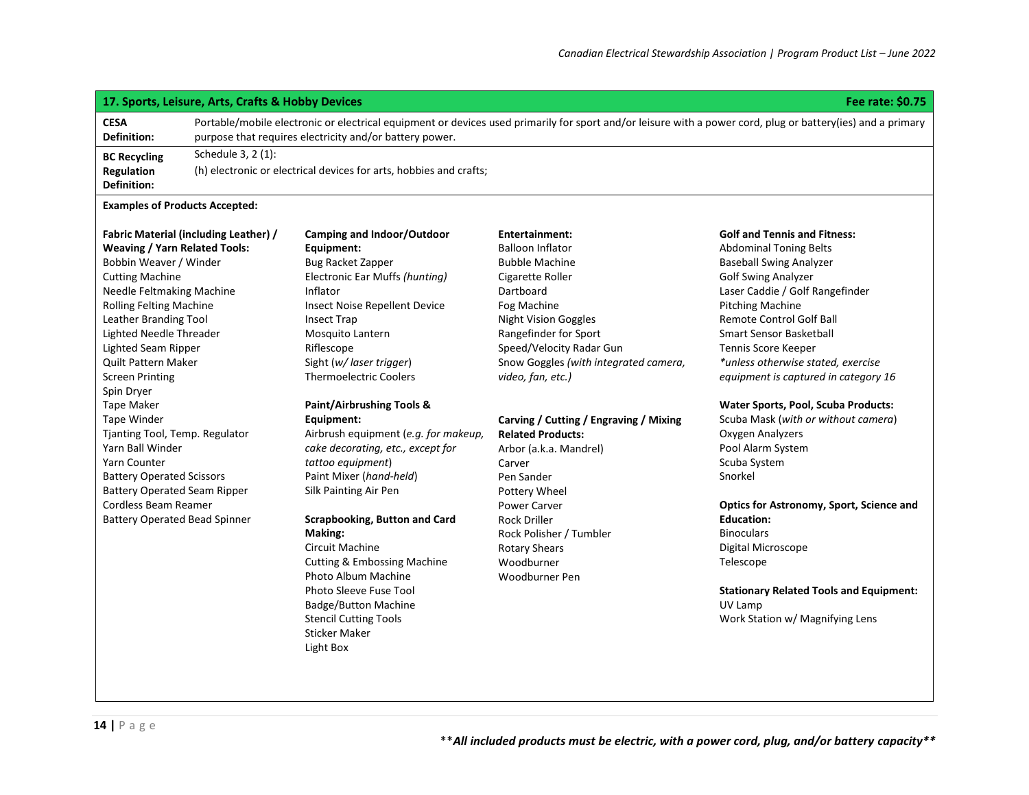## 17. Sports, Leisure, Arts, Crafts & Hobby Devices

**Fee rate: $0.75**

| | |
|---|---|
| **CESA Definition:** | Portable/mobile electronic or electrical equipment or devices used primarily for sport and/or leisure with a power cord, plug or battery(ies) and a primary purpose that requires electricity and/or battery power. |
| **BC Recycling Regulation Definition:** | Schedule 3, 2 (1): (h) electronic or electrical devices for arts, hobbies and crafts; |

**Examples of Products Accepted:**

**Fabric Material (including Leather) / Weaving / Yarn Related Tools:**
Bobbin Weaver / Winder
Cutting Machine
Needle Feltmaking Machine
Rolling Felting Machine
Leather Branding Tool
Lighted Needle Threader
Lighted Seam Ripper
Quilt Pattern Maker
Screen Printing
Spin Dryer
Tape Maker
Tape Winder
Tjanting Tool, Temp. Regulator
Yarn Ball Winder
Yarn Counter
Battery Operated Scissors
Battery Operated Seam Ripper
Cordless Beam Reamer
Battery Operated Bead Spinner

**Camping and Indoor/Outdoor Equipment:**
Bug Racket Zapper
Electronic Ear Muffs *(hunting)*
Inflator
Insect Noise Repellent Device
Insect Trap
Mosquito Lantern
Riflescope
Sight (*w/ laser trigger*)
Thermoelectric Coolers

**Paint/Airbrushing Tools & Equipment:**
Airbrush equipment (*e.g. for makeup, cake decorating, etc., except for tattoo equipment*)
Paint Mixer (*hand-held*)
Silk Painting Air Pen

**Scrapbooking, Button and Card Making:**
Circuit Machine
Cutting & Embossing Machine
Photo Album Machine
Photo Sleeve Fuse Tool
Badge/Button Machine
Stencil Cutting Tools
Sticker Maker
Light Box

**Entertainment:**
Balloon Inflator
Bubble Machine
Cigarette Roller
Dartboard
Fog Machine
Night Vision Goggles
Rangefinder for Sport
Speed/Velocity Radar Gun
Snow Goggles *(with integrated camera, video, fan, etc.)*

**Carving / Cutting / Engraving / Mixing Related Products:**
Arbor (a.k.a. Mandrel)
Carver
Pen Sander
Pottery Wheel
Power Carver
Rock Driller
Rock Polisher / Tumbler
Rotary Shears
Woodburner
Woodburner Pen

**Golf and Tennis and Fitness:**
Abdominal Toning Belts
Baseball Swing Analyzer
Golf Swing Analyzer
Laser Caddie / Golf Rangefinder
Pitching Machine
Remote Control Golf Ball
Smart Sensor Basketball
Tennis Score Keeper
*\*unless otherwise stated, exercise equipment is captured in category 16*

**Water Sports, Pool, Scuba Products:**
Scuba Mask (*with or without camera*)
Oxygen Analyzers
Pool Alarm System
Scuba System
Snorkel

**Optics for Astronomy, Sport, Science and Education:**
Binoculars
Digital Microscope
Telescope

**Stationary Related Tools and Equipment:**
UV Lamp
Work Station w/ Magnifying Lens

***\*\*All included products must be electric, with a power cord, plug, and/or battery capacity\*\****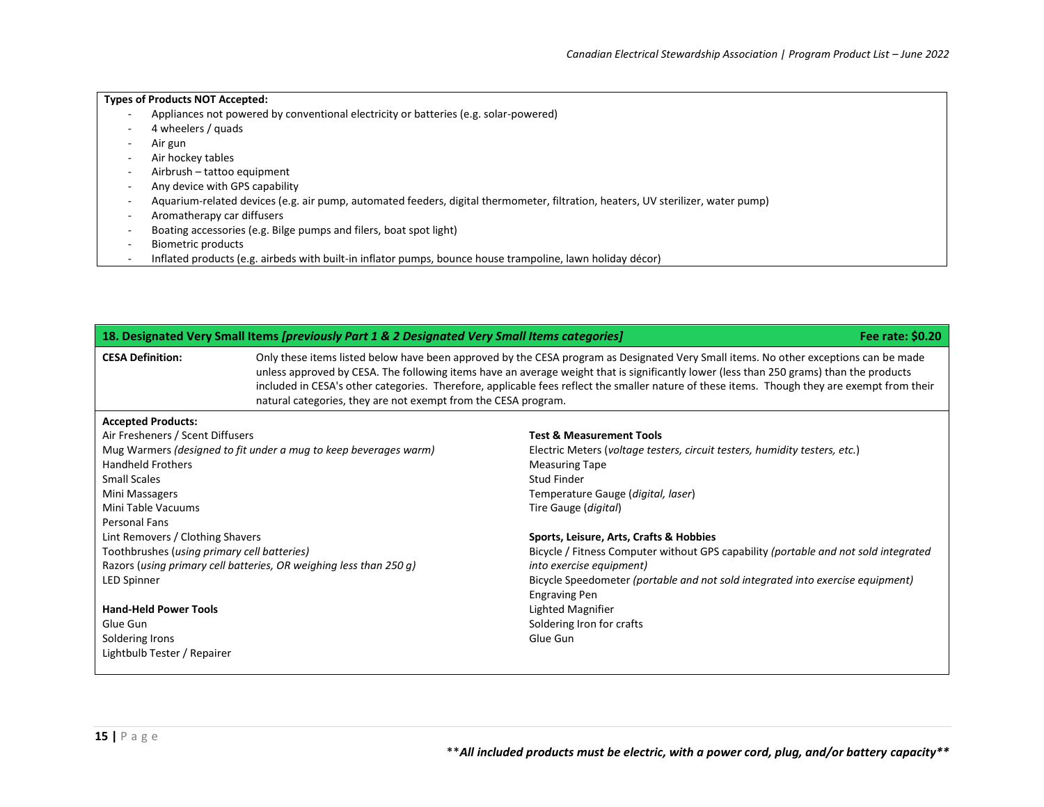**Types of Products NOT Accepted:**

- Appliances not powered by conventional electricity or batteries (e.g. solar-powered)
- 4 wheelers / quads
- Air gun
- Air hockey tables
- Airbrush – tattoo equipment
- Any device with GPS capability
- Aquarium-related devices (e.g. air pump, automated feeders, digital thermometer, filtration, heaters, UV sterilizer, water pump)
- Aromatherapy car diffusers
- Boating accessories (e.g. Bilge pumps and filers, boat spot light)
- Biometric products
- Inflated products (e.g. airbeds with built-in inflator pumps, bounce house trampoline, lawn holiday décor)

## 18. Designated Very Small Items *[previously Part 1 & 2 Designated Very Small Items categories]* — Fee rate: $0.20

**CESA Definition:** Only these items listed below have been approved by the CESA program as Designated Very Small items. No other exceptions can be made unless approved by CESA. The following items have an average weight that is significantly lower (less than 250 grams) than the products included in CESA's other categories. Therefore, applicable fees reflect the smaller nature of these items. Though they are exempt from their natural categories, they are not exempt from the CESA program.

**Accepted Products:**

Air Fresheners / Scent Diffusers
Mug Warmers *(designed to fit under a mug to keep beverages warm)*
Handheld Frothers
Small Scales
Mini Massagers
Mini Table Vacuums
Personal Fans
Lint Removers / Clothing Shavers
Toothbrushes (*using primary cell batteries)*
Razors (*using primary cell batteries, OR weighing less than 250 g)*
LED Spinner

**Hand-Held Power Tools**

Glue Gun
Soldering Irons
Lightbulb Tester / Repairer

**Test & Measurement Tools**

Electric Meters (*voltage testers, circuit testers, humidity testers, etc.*)
Measuring Tape
Stud Finder
Temperature Gauge (*digital, laser*)
Tire Gauge (*digital*)

**Sports, Leisure, Arts, Crafts & Hobbies**

Bicycle / Fitness Computer without GPS capability *(portable and not sold integrated into exercise equipment)*
Bicycle Speedometer *(portable and not sold integrated into exercise equipment)*
Engraving Pen
Lighted Magnifier
Soldering Iron for crafts
Glue Gun

\*\****All included products must be electric, with a power cord, plug, and/or battery capacity\*\****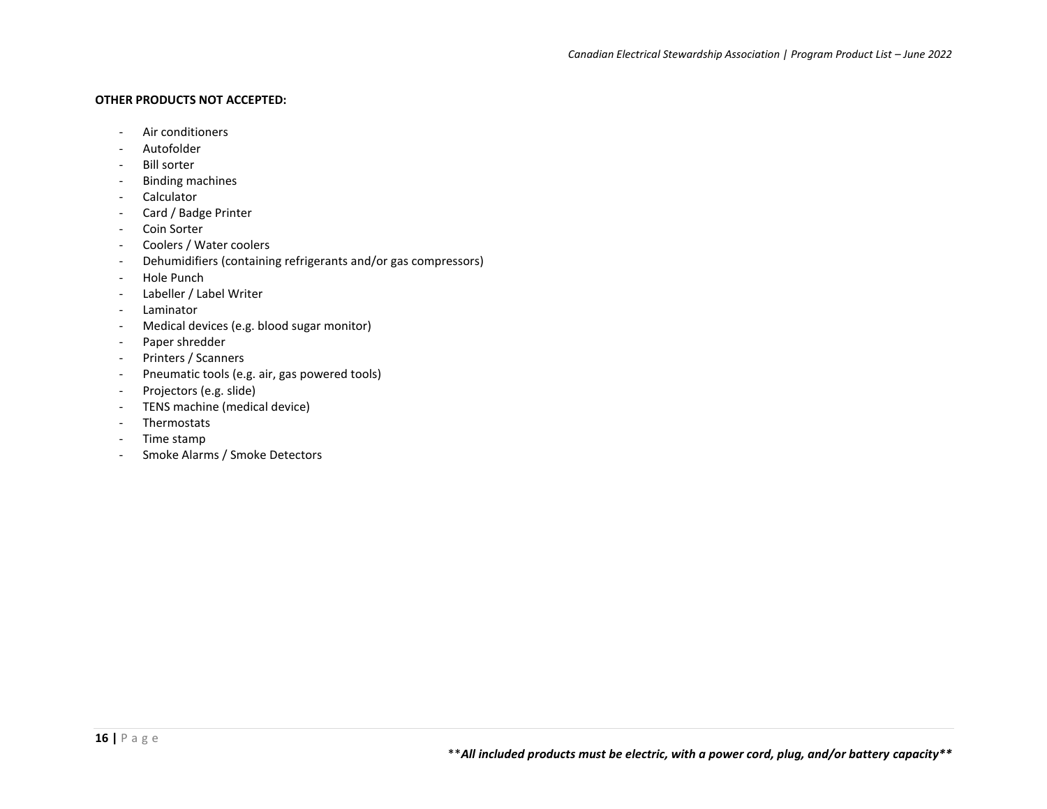**OTHER PRODUCTS NOT ACCEPTED:**

- Air conditioners
- Autofolder
- Bill sorter
- Binding machines
- Calculator
- Card / Badge Printer
- Coin Sorter
- Coolers / Water coolers
- Dehumidifiers (containing refrigerants and/or gas compressors)
- Hole Punch
- Labeller / Label Writer
- Laminator
- Medical devices (e.g. blood sugar monitor)
- Paper shredder
- Printers / Scanners
- Pneumatic tools (e.g. air, gas powered tools)
- Projectors (e.g. slide)
- TENS machine (medical device)
- Thermostats
- Time stamp
- Smoke Alarms / Smoke Detectors